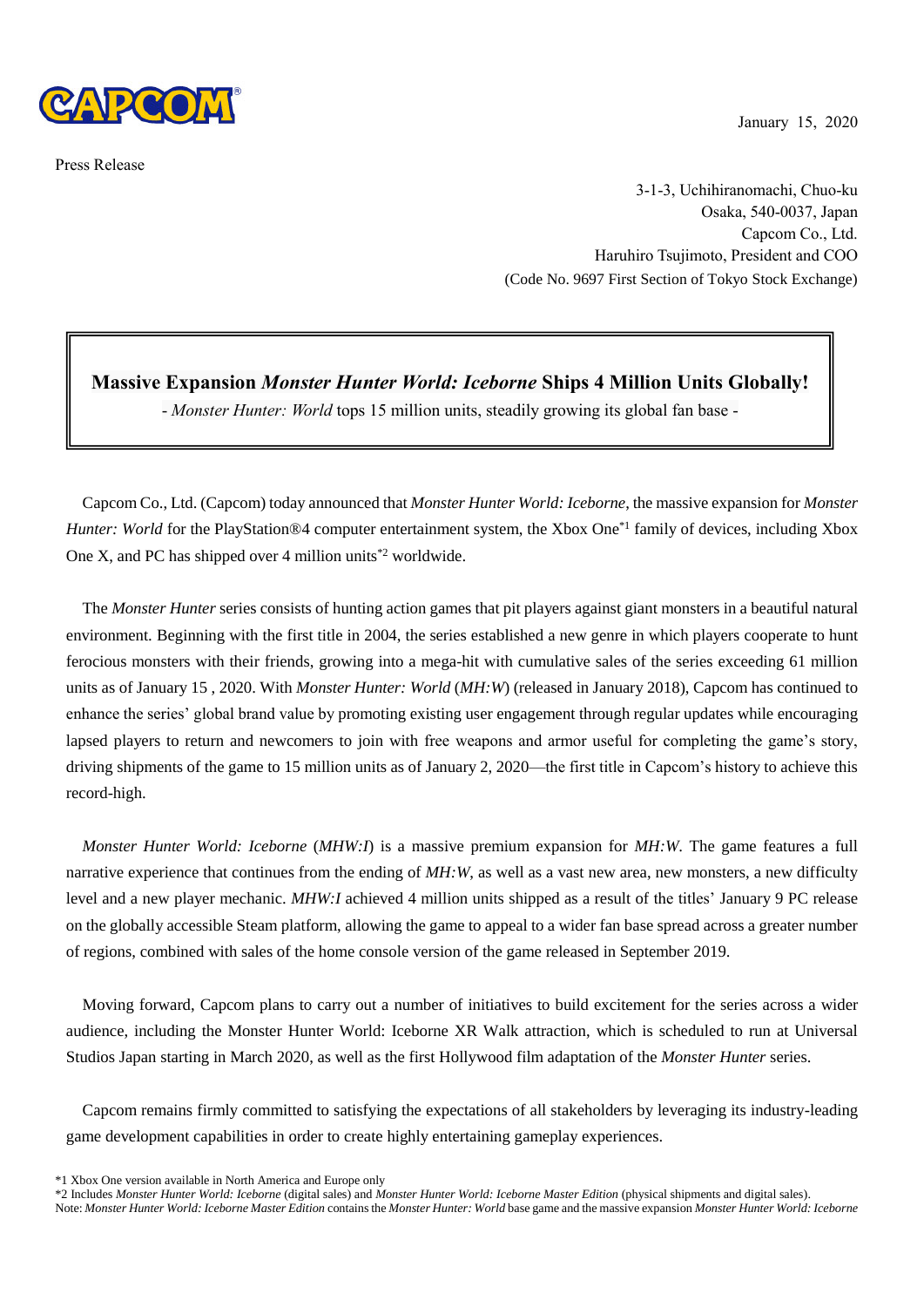January 15, 2020

Press Release

3-1-3, Uchihiranomachi, Chuo-ku
Osaka, 540-0037, Japan
Capcom Co., Ltd.
Haruhiro Tsujimoto, President and COO
(Code No. 9697 First Section of Tokyo Stock Exchange)

# Massive Expansion *Monster Hunter World: Iceborne* Ships 4 Million Units Globally!

\- *Monster Hunter: World* tops 15 million units, steadily growing its global fan base -

Capcom Co., Ltd. (Capcom) today announced that *Monster Hunter World: Iceborne*, the massive expansion for *Monster Hunter: World* for the PlayStation®4 computer entertainment system, the Xbox One[*1] family of devices, including Xbox One X, and PC has shipped over 4 million units[*2] worldwide.

The *Monster Hunter* series consists of hunting action games that pit players against giant monsters in a beautiful natural environment. Beginning with the first title in 2004, the series established a new genre in which players cooperate to hunt ferocious monsters with their friends, growing into a mega-hit with cumulative sales of the series exceeding 61 million units as of January 15 , 2020. With *Monster Hunter: World* (*MH:W*) (released in January 2018), Capcom has continued to enhance the series' global brand value by promoting existing user engagement through regular updates while encouraging lapsed players to return and newcomers to join with free weapons and armor useful for completing the game's story, driving shipments of the game to 15 million units as of January 2, 2020—the first title in Capcom's history to achieve this record-high.

*Monster Hunter World: Iceborne* (*MHW:I*) is a massive premium expansion for *MH:W*. The game features a full narrative experience that continues from the ending of *MH:W*, as well as a vast new area, new monsters, a new difficulty level and a new player mechanic. *MHW:I* achieved 4 million units shipped as a result of the titles' January 9 PC release on the globally accessible Steam platform, allowing the game to appeal to a wider fan base spread across a greater number of regions, combined with sales of the home console version of the game released in September 2019.

Moving forward, Capcom plans to carry out a number of initiatives to build excitement for the series across a wider audience, including the Monster Hunter World: Iceborne XR Walk attraction, which is scheduled to run at Universal Studios Japan starting in March 2020, as well as the first Hollywood film adaptation of the *Monster Hunter* series.

Capcom remains firmly committed to satisfying the expectations of all stakeholders by leveraging its industry-leading game development capabilities in order to create highly entertaining gameplay experiences.

*1 Xbox One version available in North America and Europe only
*2 Includes *Monster Hunter World: Iceborne* (digital sales) and *Monster Hunter World: Iceborne Master Edition* (physical shipments and digital sales).
Note: *Monster Hunter World: Iceborne Master Edition* contains the *Monster Hunter: World* base game and the massive expansion *Monster Hunter World: Iceborne*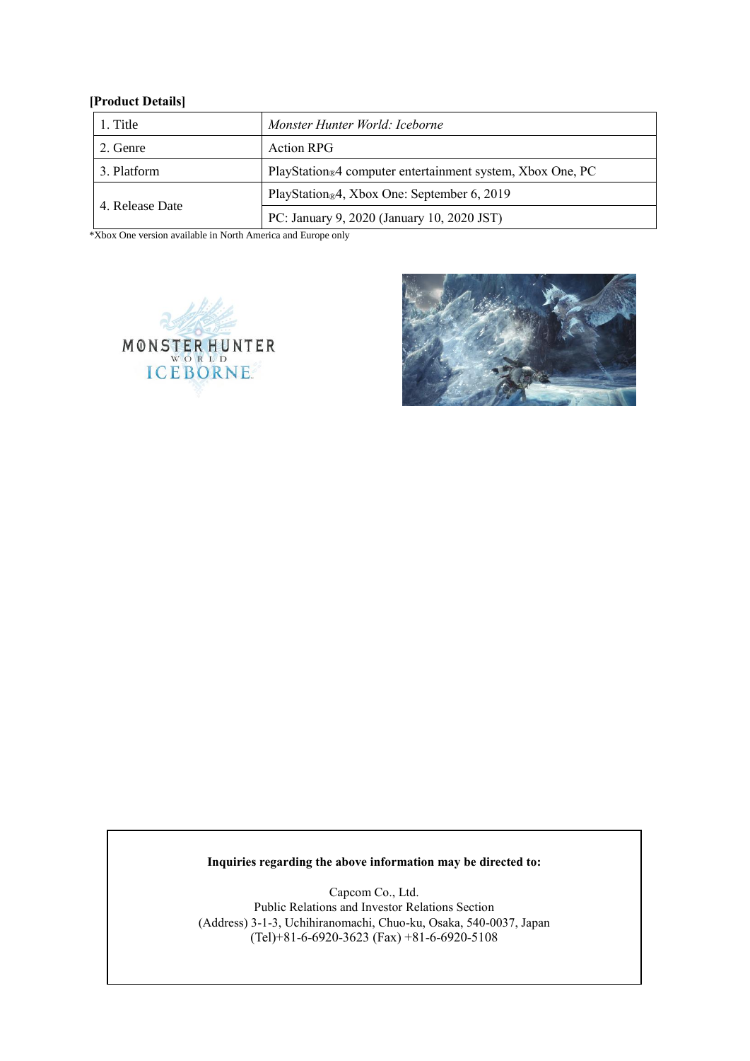**[Product Details]**

| | |
|---|---|
| 1. Title | *Monster Hunter World: Iceborne* |
| 2. Genre | Action RPG |
| 3. Platform | PlayStation®4 computer entertainment system, Xbox One, PC |
| 4. Release Date | PlayStation®4, Xbox One: September 6, 2019 |
| | PC: January 9, 2020 (January 10, 2020 JST) |

*Xbox One version available in North America and Europe only

**Inquiries regarding the above information may be directed to:**

Capcom Co., Ltd.
Public Relations and Investor Relations Section
(Address) 3-1-3, Uchihiranomachi, Chuo-ku, Osaka, 540-0037, Japan
(Tel)+81-6-6920-3623 (Fax) +81-6-6920-5108